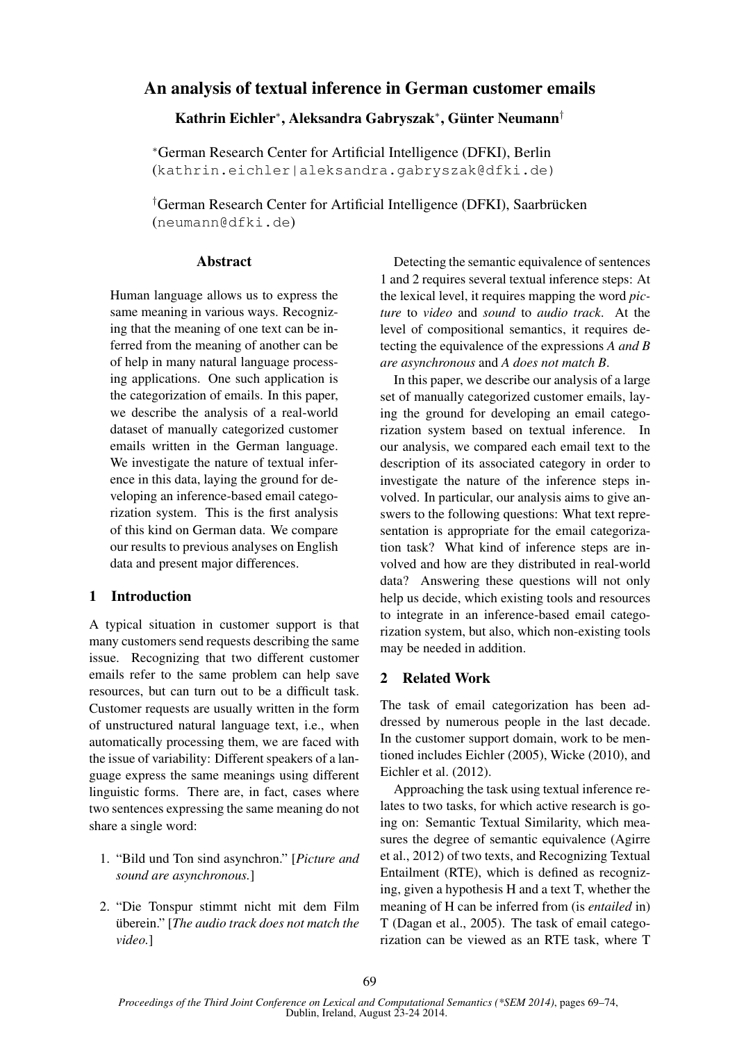# An analysis of textual inference in German customer emails

**Kathrin Eichler***, **Aleksandra Gabryszak***, **Günter Neumann**†

*German Research Center for Artificial Intelligence (DFKI), Berlin
(kathrin.eichler|aleksandra.gabryszak@dfki.de)

†German Research Center for Artificial Intelligence (DFKI), Saarbrücken
(neumann@dfki.de)

## Abstract

Human language allows us to express the same meaning in various ways. Recognizing that the meaning of one text can be inferred from the meaning of another can be of help in many natural language processing applications. One such application is the categorization of emails. In this paper, we describe the analysis of a real-world dataset of manually categorized customer emails written in the German language. We investigate the nature of textual inference in this data, laying the ground for developing an inference-based email categorization system. This is the first analysis of this kind on German data. We compare our results to previous analyses on English data and present major differences.

## 1 Introduction

A typical situation in customer support is that many customers send requests describing the same issue. Recognizing that two different customer emails refer to the same problem can help save resources, but can turn out to be a difficult task. Customer requests are usually written in the form of unstructured natural language text, i.e., when automatically processing them, we are faced with the issue of variability: Different speakers of a language express the same meanings using different linguistic forms. There are, in fact, cases where two sentences expressing the same meaning do not share a single word:

1. "Bild und Ton sind asynchron." [*Picture and sound are asynchronous.*]
2. "Die Tonspur stimmt nicht mit dem Film überein." [*The audio track does not match the video.*]

Detecting the semantic equivalence of sentences 1 and 2 requires several textual inference steps: At the lexical level, it requires mapping the word *picture* to *video* and *sound* to *audio track*. At the level of compositional semantics, it requires detecting the equivalence of the expressions *A and B are asynchronous* and *A does not match B*.

In this paper, we describe our analysis of a large set of manually categorized customer emails, laying the ground for developing an email categorization system based on textual inference. In our analysis, we compared each email text to the description of its associated category in order to investigate the nature of the inference steps involved. In particular, our analysis aims to give answers to the following questions: What text representation is appropriate for the email categorization task? What kind of inference steps are involved and how are they distributed in real-world data? Answering these questions will not only help us decide, which existing tools and resources to integrate in an inference-based email categorization system, but also, which non-existing tools may be needed in addition.

## 2 Related Work

The task of email categorization has been addressed by numerous people in the last decade. In the customer support domain, work to be mentioned includes Eichler (2005), Wicke (2010), and Eichler et al. (2012).

Approaching the task using textual inference relates to two tasks, for which active research is going on: Semantic Textual Similarity, which measures the degree of semantic equivalence (Agirre et al., 2012) of two texts, and Recognizing Textual Entailment (RTE), which is defined as recognizing, given a hypothesis H and a text T, whether the meaning of H can be inferred from (is *entailed* in) T (Dagan et al., 2005). The task of email categorization can be viewed as an RTE task, where T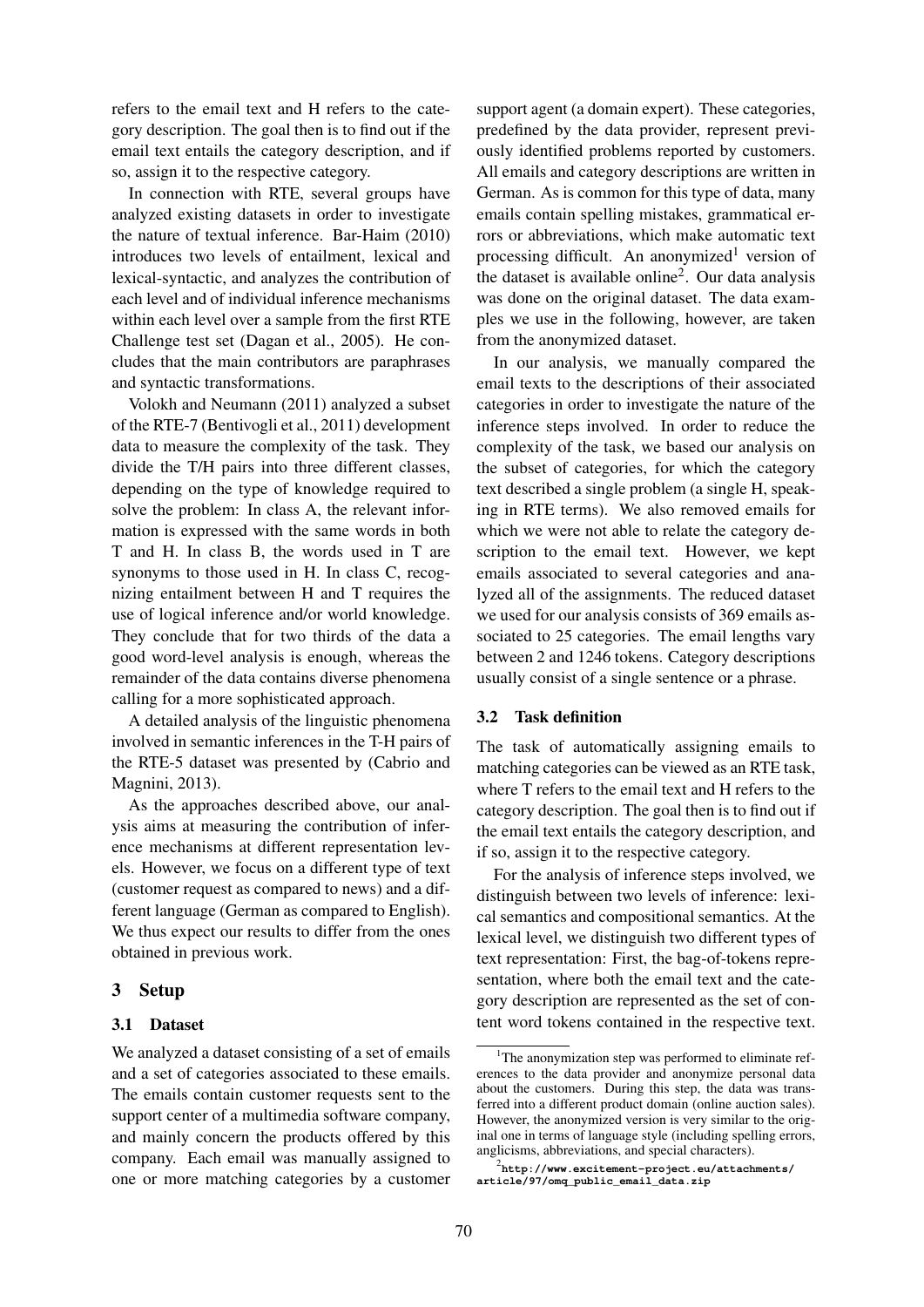refers to the email text and H refers to the category description. The goal then is to find out if the email text entails the category description, and if so, assign it to the respective category.

In connection with RTE, several groups have analyzed existing datasets in order to investigate the nature of textual inference. Bar-Haim (2010) introduces two levels of entailment, lexical and lexical-syntactic, and analyzes the contribution of each level and of individual inference mechanisms within each level over a sample from the first RTE Challenge test set (Dagan et al., 2005). He concludes that the main contributors are paraphrases and syntactic transformations.

Volokh and Neumann (2011) analyzed a subset of the RTE-7 (Bentivogli et al., 2011) development data to measure the complexity of the task. They divide the T/H pairs into three different classes, depending on the type of knowledge required to solve the problem: In class A, the relevant information is expressed with the same words in both T and H. In class B, the words used in T are synonyms to those used in H. In class C, recognizing entailment between H and T requires the use of logical inference and/or world knowledge. They conclude that for two thirds of the data a good word-level analysis is enough, whereas the remainder of the data contains diverse phenomena calling for a more sophisticated approach.

A detailed analysis of the linguistic phenomena involved in semantic inferences in the T-H pairs of the RTE-5 dataset was presented by (Cabrio and Magnini, 2013).

As the approaches described above, our analysis aims at measuring the contribution of inference mechanisms at different representation levels. However, we focus on a different type of text (customer request as compared to news) and a different language (German as compared to English). We thus expect our results to differ from the ones obtained in previous work.

## 3 Setup

### 3.1 Dataset

We analyzed a dataset consisting of a set of emails and a set of categories associated to these emails. The emails contain customer requests sent to the support center of a multimedia software company, and mainly concern the products offered by this company. Each email was manually assigned to one or more matching categories by a customer support agent (a domain expert). These categories, predefined by the data provider, represent previously identified problems reported by customers. All emails and category descriptions are written in German. As is common for this type of data, many emails contain spelling mistakes, grammatical errors or abbreviations, which make automatic text processing difficult. An anonymized[1] version of the dataset is available online[2]. Our data analysis was done on the original dataset. The data examples we use in the following, however, are taken from the anonymized dataset.

In our analysis, we manually compared the email texts to the descriptions of their associated categories in order to investigate the nature of the inference steps involved. In order to reduce the complexity of the task, we based our analysis on the subset of categories, for which the category text described a single problem (a single H, speaking in RTE terms). We also removed emails for which we were not able to relate the category description to the email text. However, we kept emails associated to several categories and analyzed all of the assignments. The reduced dataset we used for our analysis consists of 369 emails associated to 25 categories. The email lengths vary between 2 and 1246 tokens. Category descriptions usually consist of a single sentence or a phrase.

### 3.2 Task definition

The task of automatically assigning emails to matching categories can be viewed as an RTE task, where T refers to the email text and H refers to the category description. The goal then is to find out if the email text entails the category description, and if so, assign it to the respective category.

For the analysis of inference steps involved, we distinguish between two levels of inference: lexical semantics and compositional semantics. At the lexical level, we distinguish two different types of text representation: First, the bag-of-tokens representation, where both the email text and the category description are represented as the set of content word tokens contained in the respective text.

[1] The anonymization step was performed to eliminate references to the data provider and anonymize personal data about the customers. During this step, the data was transferred into a different product domain (online auction sales). However, the anonymized version is very similar to the original one in terms of language style (including spelling errors, anglicisms, abbreviations, and special characters).

[2] **http://www.excitement-project.eu/attachments/article/97/omq_public_email_data.zip**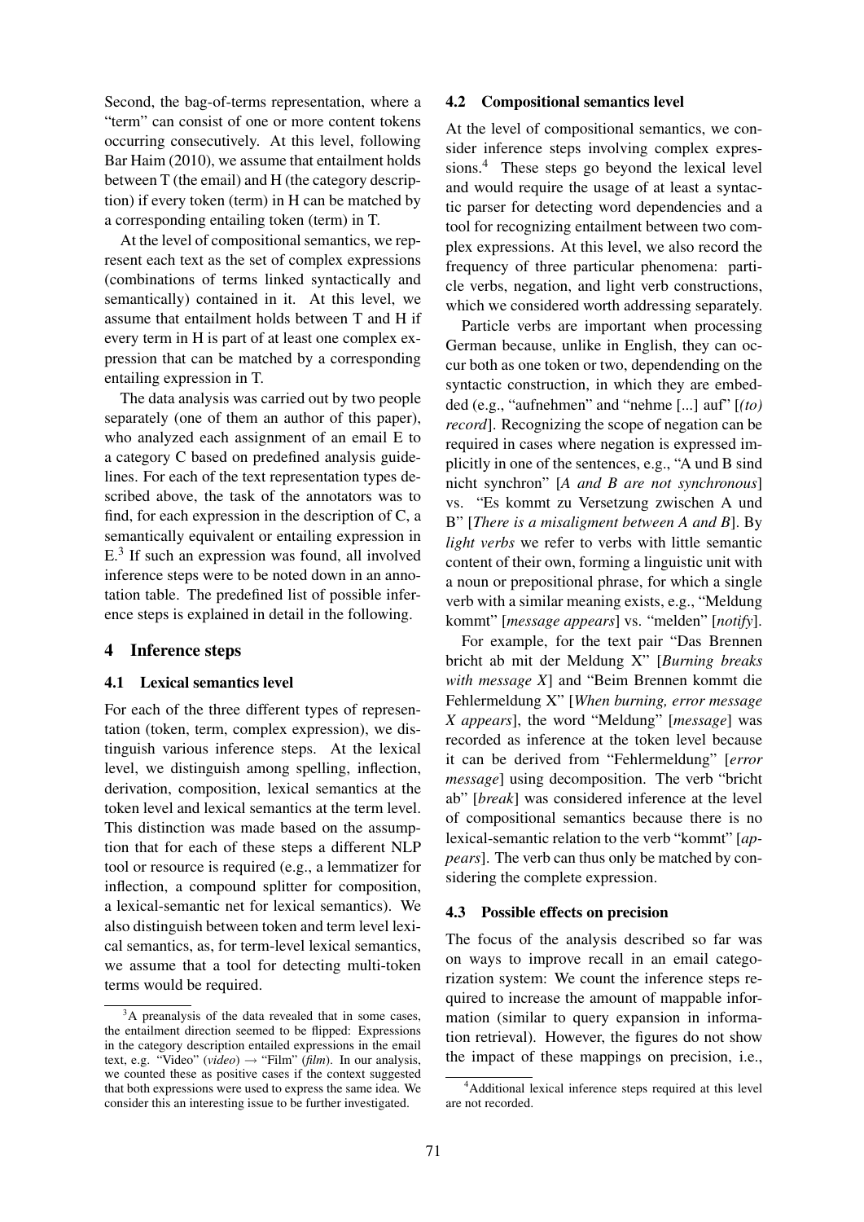Second, the bag-of-terms representation, where a "term" can consist of one or more content tokens occurring consecutively. At this level, following Bar Haim (2010), we assume that entailment holds between T (the email) and H (the category description) if every token (term) in H can be matched by a corresponding entailing token (term) in T.

At the level of compositional semantics, we represent each text as the set of complex expressions (combinations of terms linked syntactically and semantically) contained in it. At this level, we assume that entailment holds between T and H if every term in H is part of at least one complex expression that can be matched by a corresponding entailing expression in T.

The data analysis was carried out by two people separately (one of them an author of this paper), who analyzed each assignment of an email E to a category C based on predefined analysis guidelines. For each of the text representation types described above, the task of the annotators was to find, for each expression in the description of C, a semantically equivalent or entailing expression in E.[3] If such an expression was found, all involved inference steps were to be noted down in an annotation table. The predefined list of possible inference steps is explained in detail in the following.

## 4 Inference steps

### 4.1 Lexical semantics level

For each of the three different types of representation (token, term, complex expression), we distinguish various inference steps. At the lexical level, we distinguish among spelling, inflection, derivation, composition, lexical semantics at the token level and lexical semantics at the term level. This distinction was made based on the assumption that for each of these steps a different NLP tool or resource is required (e.g., a lemmatizer for inflection, a compound splitter for composition, a lexical-semantic net for lexical semantics). We also distinguish between token and term level lexical semantics, as, for term-level lexical semantics, we assume that a tool for detecting multi-token terms would be required.

[3] A preanalysis of the data revealed that in some cases, the entailment direction seemed to be flipped: Expressions in the category description entailed expressions in the email text, e.g. "Video" (*video*) → "Film" (*film*). In our analysis, we counted these as positive cases if the context suggested that both expressions were used to express the same idea. We consider this an interesting issue to be further investigated.

### 4.2 Compositional semantics level

At the level of compositional semantics, we consider inference steps involving complex expressions.[4] These steps go beyond the lexical level and would require the usage of at least a syntactic parser for detecting word dependencies and a tool for recognizing entailment between two complex expressions. At this level, we also record the frequency of three particular phenomena: particle verbs, negation, and light verb constructions, which we considered worth addressing separately.

Particle verbs are important when processing German because, unlike in English, they can occur both as one token or two, dependending on the syntactic construction, in which they are embedded (e.g., "aufnehmen" and "nehme [...] auf" [*(to) record*]. Recognizing the scope of negation can be required in cases where negation is expressed implicitly in one of the sentences, e.g., "A und B sind nicht synchron" [*A and B are not synchronous*] vs. "Es kommt zu Versetzung zwischen A und B" [*There is a misaligment between A and B*]. By *light verbs* we refer to verbs with little semantic content of their own, forming a linguistic unit with a noun or prepositional phrase, for which a single verb with a similar meaning exists, e.g., "Meldung kommt" [*message appears*] vs. "melden" [*notify*].

For example, for the text pair "Das Brennen bricht ab mit der Meldung X" [*Burning breaks with message X*] and "Beim Brennen kommt die Fehlermeldung X" [*When burning, error message X appears*], the word "Meldung" [*message*] was recorded as inference at the token level because it can be derived from "Fehlermeldung" [*error message*] using decomposition. The verb "bricht ab" [*break*] was considered inference at the level of compositional semantics because there is no lexical-semantic relation to the verb "kommt" [*appears*]. The verb can thus only be matched by considering the complete expression.

### 4.3 Possible effects on precision

The focus of the analysis described so far was on ways to improve recall in an email categorization system: We count the inference steps required to increase the amount of mappable information (similar to query expansion in information retrieval). However, the figures do not show the impact of these mappings on precision, i.e.,

[4] Additional lexical inference steps required at this level are not recorded.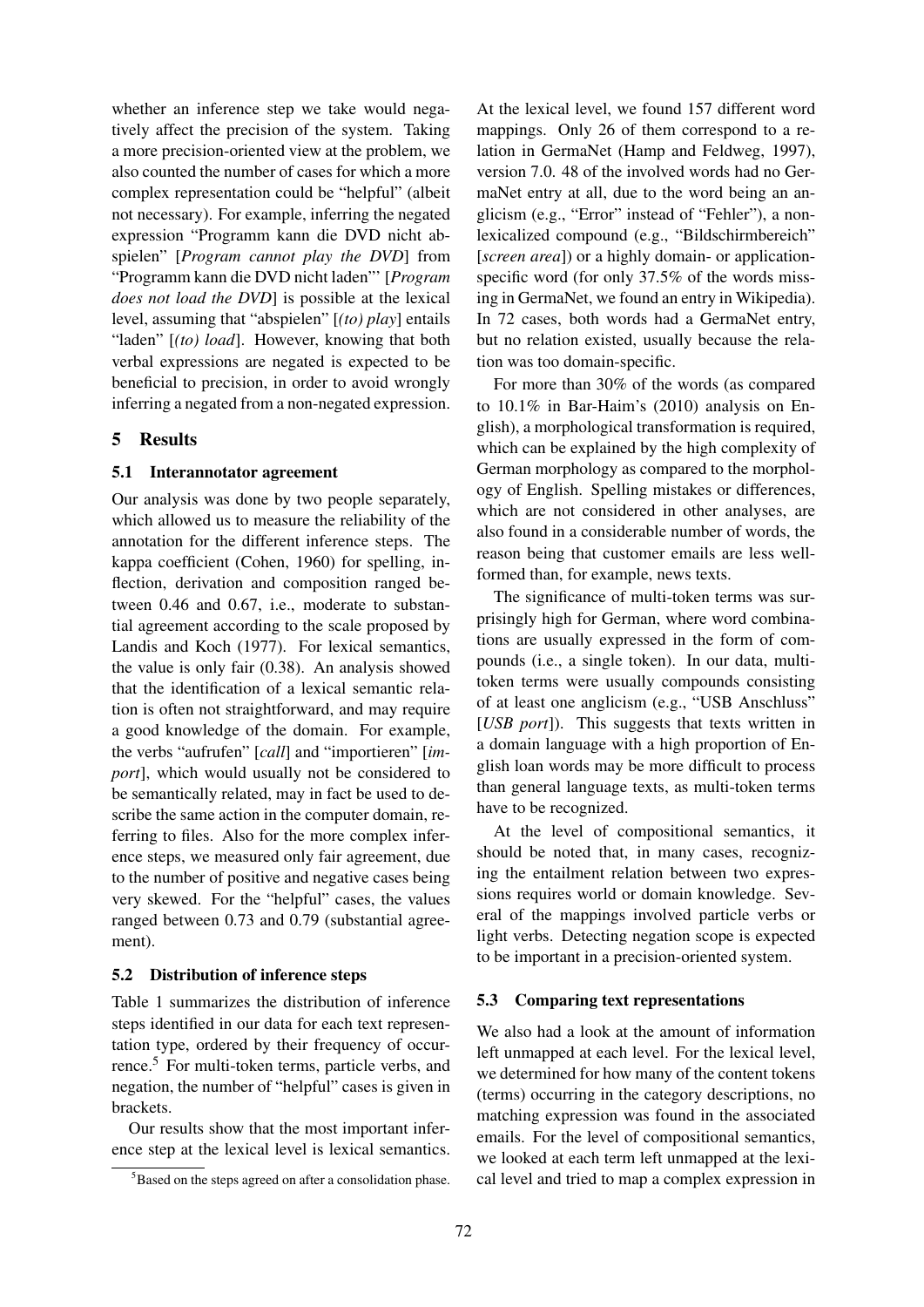whether an inference step we take would negatively affect the precision of the system. Taking a more precision-oriented view at the problem, we also counted the number of cases for which a more complex representation could be "helpful" (albeit not necessary). For example, inferring the negated expression "Programm kann die DVD nicht abspielen" [*Program cannot play the DVD*] from "Programm kann die DVD nicht laden"' [*Program does not load the DVD*] is possible at the lexical level, assuming that "abspielen" [*(to) play*] entails "laden" [*(to) load*]. However, knowing that both verbal expressions are negated is expected to be beneficial to precision, in order to avoid wrongly inferring a negated from a non-negated expression.

## 5 Results

### 5.1 Interannotator agreement

Our analysis was done by two people separately, which allowed us to measure the reliability of the annotation for the different inference steps. The kappa coefficient (Cohen, 1960) for spelling, inflection, derivation and composition ranged between 0.46 and 0.67, i.e., moderate to substantial agreement according to the scale proposed by Landis and Koch (1977). For lexical semantics, the value is only fair (0.38). An analysis showed that the identification of a lexical semantic relation is often not straightforward, and may require a good knowledge of the domain. For example, the verbs "aufrufen" [*call*] and "importieren" [*import*], which would usually not be considered to be semantically related, may in fact be used to describe the same action in the computer domain, referring to files. Also for the more complex inference steps, we measured only fair agreement, due to the number of positive and negative cases being very skewed. For the "helpful" cases, the values ranged between 0.73 and 0.79 (substantial agreement).

### 5.2 Distribution of inference steps

Table 1 summarizes the distribution of inference steps identified in our data for each text representation type, ordered by their frequency of occurrence.[5] For multi-token terms, particle verbs, and negation, the number of "helpful" cases is given in brackets.

Our results show that the most important inference step at the lexical level is lexical semantics. At the lexical level, we found 157 different word mappings. Only 26 of them correspond to a relation in GermaNet (Hamp and Feldweg, 1997), version 7.0. 48 of the involved words had no GermaNet entry at all, due to the word being an anglicism (e.g., "Error" instead of "Fehler"), a non-lexicalized compound (e.g., "Bildschirmbereich" [*screen area*]) or a highly domain- or application-specific word (for only 37.5% of the words missing in GermaNet, we found an entry in Wikipedia). In 72 cases, both words had a GermaNet entry, but no relation existed, usually because the relation was too domain-specific.

For more than 30% of the words (as compared to 10.1% in Bar-Haim's (2010) analysis on English), a morphological transformation is required, which can be explained by the high complexity of German morphology as compared to the morphology of English. Spelling mistakes or differences, which are not considered in other analyses, are also found in a considerable number of words, the reason being that customer emails are less well-formed than, for example, news texts.

The significance of multi-token terms was surprisingly high for German, where word combinations are usually expressed in the form of compounds (i.e., a single token). In our data, multi-token terms were usually compounds consisting of at least one anglicism (e.g., "USB Anschluss" [*USB port*]). This suggests that texts written in a domain language with a high proportion of English loan words may be more difficult to process than general language texts, as multi-token terms have to be recognized.

At the level of compositional semantics, it should be noted that, in many cases, recognizing the entailment relation between two expressions requires world or domain knowledge. Several of the mappings involved particle verbs or light verbs. Detecting negation scope is expected to be important in a precision-oriented system.

### 5.3 Comparing text representations

We also had a look at the amount of information left unmapped at each level. For the lexical level, we determined for how many of the content tokens (terms) occurring in the category descriptions, no matching expression was found in the associated emails. For the level of compositional semantics, we looked at each term left unmapped at the lexical level and tried to map a complex expression in

[5] Based on the steps agreed on after a consolidation phase.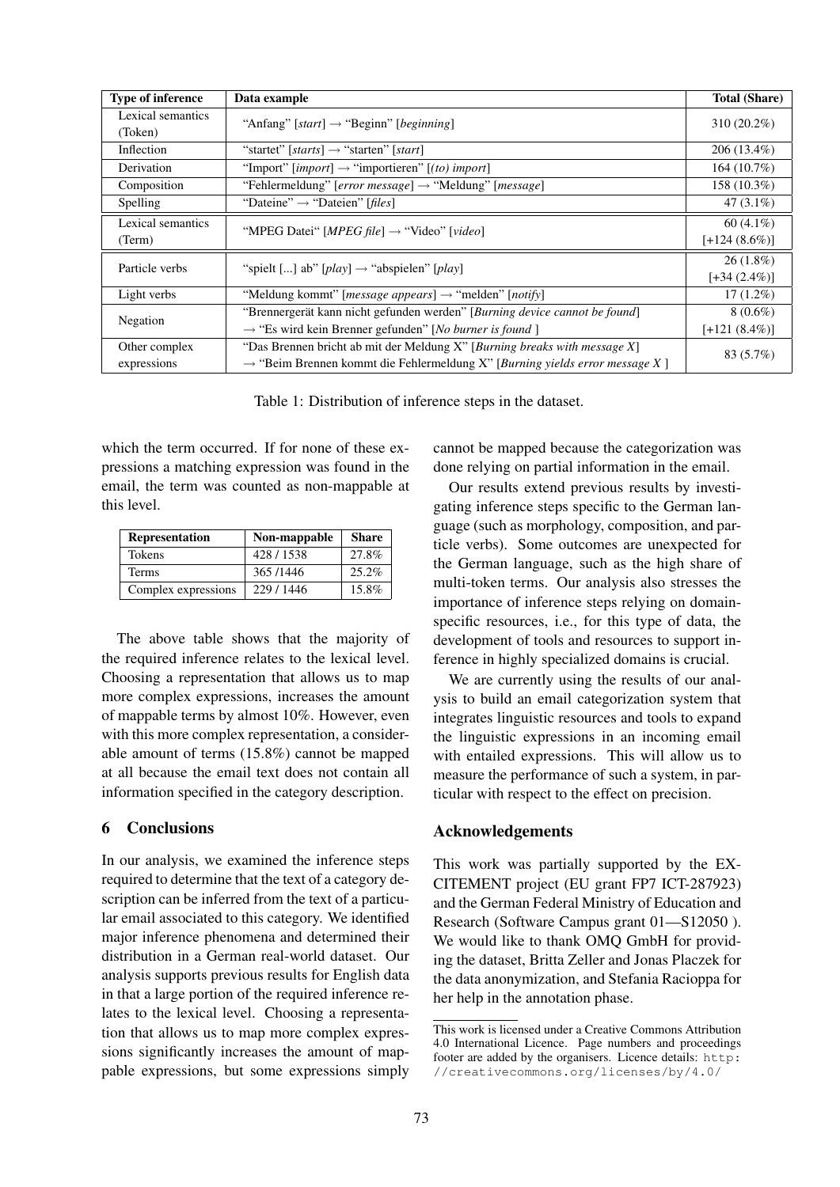| Type of inference | Data example | Total (Share) |
|---|---|---|
| Lexical semantics (Token) | "Anfang" [*start*] → "Beginn" [*beginning*] | 310 (20.2%) |
| Inflection | "startet" [*starts*] → "starten" [*start*] | 206 (13.4%) |
| Derivation | "Import" [*import*] → "importieren" [*(to) import*] | 164 (10.7%) |
| Composition | "Fehlermeldung" [*error message*] → "Meldung" [*message*] | 158 (10.3%) |
| Spelling | "Dateine" → "Dateien" [*files*] | 47 (3.1%) |
| Lexical semantics (Term) | "MPEG Datei" [*MPEG file*] → "Video" [*video*] | 60 (4.1%) [+124 (8.6%)] |
| Particle verbs | "spielt [...] ab" [*play*] → "abspielen" [*play*] | 26 (1.8%) [+34 (2.4%)] |
| Light verbs | "Meldung kommt" [*message appears*] → "melden" [*notify*] | 17 (1.2%) |
| Negation | "Brennergerät kann nicht gefunden werden" [*Burning device cannot be found*] → "Es wird kein Brenner gefunden" [*No burner is found* ] | 8 (0.6%) [+121 (8.4%)] |
| Other complex expressions | "Das Brennen bricht ab mit der Meldung X" [*Burning breaks with message X*] → "Beim Brennen kommt die Fehlermeldung X" [*Burning yields error message X* ] | 83 (5.7%) |

Table 1: Distribution of inference steps in the dataset.

which the term occurred. If for none of these expressions a matching expression was found in the email, the term was counted as non-mappable at this level.

| Representation | Non-mappable | Share |
|---|---|---|
| Tokens | 428 / 1538 | 27.8% |
| Terms | 365 /1446 | 25.2% |
| Complex expressions | 229 / 1446 | 15.8% |

The above table shows that the majority of the required inference relates to the lexical level. Choosing a representation that allows us to map more complex expressions, increases the amount of mappable terms by almost 10%. However, even with this more complex representation, a considerable amount of terms (15.8%) cannot be mapped at all because the email text does not contain all information specified in the category description.

## 6 Conclusions

In our analysis, we examined the inference steps required to determine that the text of a category description can be inferred from the text of a particular email associated to this category. We identified major inference phenomena and determined their distribution in a German real-world dataset. Our analysis supports previous results for English data in that a large portion of the required inference relates to the lexical level. Choosing a representation that allows us to map more complex expressions significantly increases the amount of mappable expressions, but some expressions simply cannot be mapped because the categorization was done relying on partial information in the email.

Our results extend previous results by investigating inference steps specific to the German language (such as morphology, composition, and particle verbs). Some outcomes are unexpected for the German language, such as the high share of multi-token terms. Our analysis also stresses the importance of inference steps relying on domain-specific resources, i.e., for this type of data, the development of tools and resources to support inference in highly specialized domains is crucial.

We are currently using the results of our analysis to build an email categorization system that integrates linguistic resources and tools to expand the linguistic expressions in an incoming email with entailed expressions. This will allow us to measure the performance of such a system, in particular with respect to the effect on precision.

## Acknowledgements

This work was partially supported by the EXCITEMENT project (EU grant FP7 ICT-287923) and the German Federal Ministry of Education and Research (Software Campus grant 01—S12050 ). We would like to thank OMQ GmbH for providing the dataset, Britta Zeller and Jonas Placzek for the data anonymization, and Stefania Racioppa for her help in the annotation phase.

This work is licensed under a Creative Commons Attribution 4.0 International Licence. Page numbers and proceedings footer are added by the organisers. Licence details: http://creativecommons.org/licenses/by/4.0/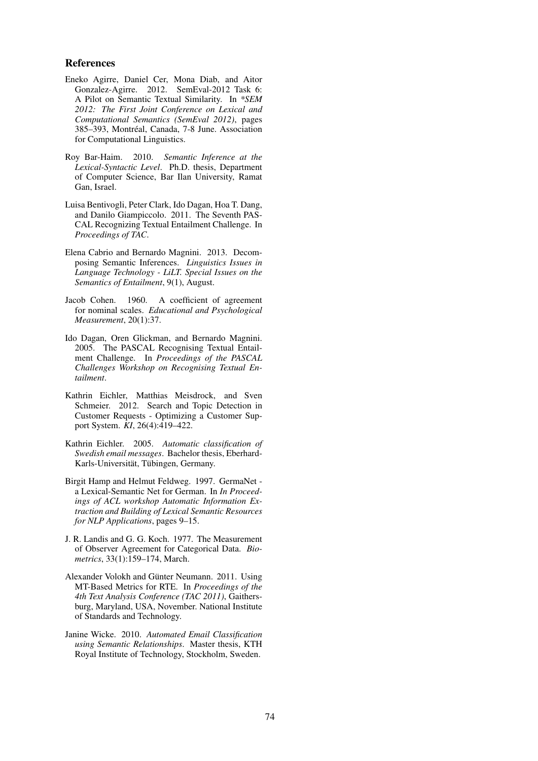## References

Eneko Agirre, Daniel Cer, Mona Diab, and Aitor Gonzalez-Agirre. 2012. SemEval-2012 Task 6: A Pilot on Semantic Textual Similarity. In *\*SEM 2012: The First Joint Conference on Lexical and Computational Semantics (SemEval 2012)*, pages 385–393, Montréal, Canada, 7-8 June. Association for Computational Linguistics.

Roy Bar-Haim. 2010. *Semantic Inference at the Lexical-Syntactic Level*. Ph.D. thesis, Department of Computer Science, Bar Ilan University, Ramat Gan, Israel.

Luisa Bentivogli, Peter Clark, Ido Dagan, Hoa T. Dang, and Danilo Giampiccolo. 2011. The Seventh PASCAL Recognizing Textual Entailment Challenge. In *Proceedings of TAC*.

Elena Cabrio and Bernardo Magnini. 2013. Decomposing Semantic Inferences. *Linguistics Issues in Language Technology - LiLT. Special Issues on the Semantics of Entailment*, 9(1), August.

Jacob Cohen. 1960. A coefficient of agreement for nominal scales. *Educational and Psychological Measurement*, 20(1):37.

Ido Dagan, Oren Glickman, and Bernardo Magnini. 2005. The PASCAL Recognising Textual Entailment Challenge. In *Proceedings of the PASCAL Challenges Workshop on Recognising Textual Entailment*.

Kathrin Eichler, Matthias Meisdrock, and Sven Schmeier. 2012. Search and Topic Detection in Customer Requests - Optimizing a Customer Support System. *KI*, 26(4):419–422.

Kathrin Eichler. 2005. *Automatic classification of Swedish email messages*. Bachelor thesis, Eberhard-Karls-Universität, Tübingen, Germany.

Birgit Hamp and Helmut Feldweg. 1997. GermaNet - a Lexical-Semantic Net for German. In *In Proceedings of ACL workshop Automatic Information Extraction and Building of Lexical Semantic Resources for NLP Applications*, pages 9–15.

J. R. Landis and G. G. Koch. 1977. The Measurement of Observer Agreement for Categorical Data. *Biometrics*, 33(1):159–174, March.

Alexander Volokh and Günter Neumann. 2011. Using MT-Based Metrics for RTE. In *Proceedings of the 4th Text Analysis Conference (TAC 2011)*, Gaithersburg, Maryland, USA, November. National Institute of Standards and Technology.

Janine Wicke. 2010. *Automated Email Classification using Semantic Relationships*. Master thesis, KTH Royal Institute of Technology, Stockholm, Sweden.